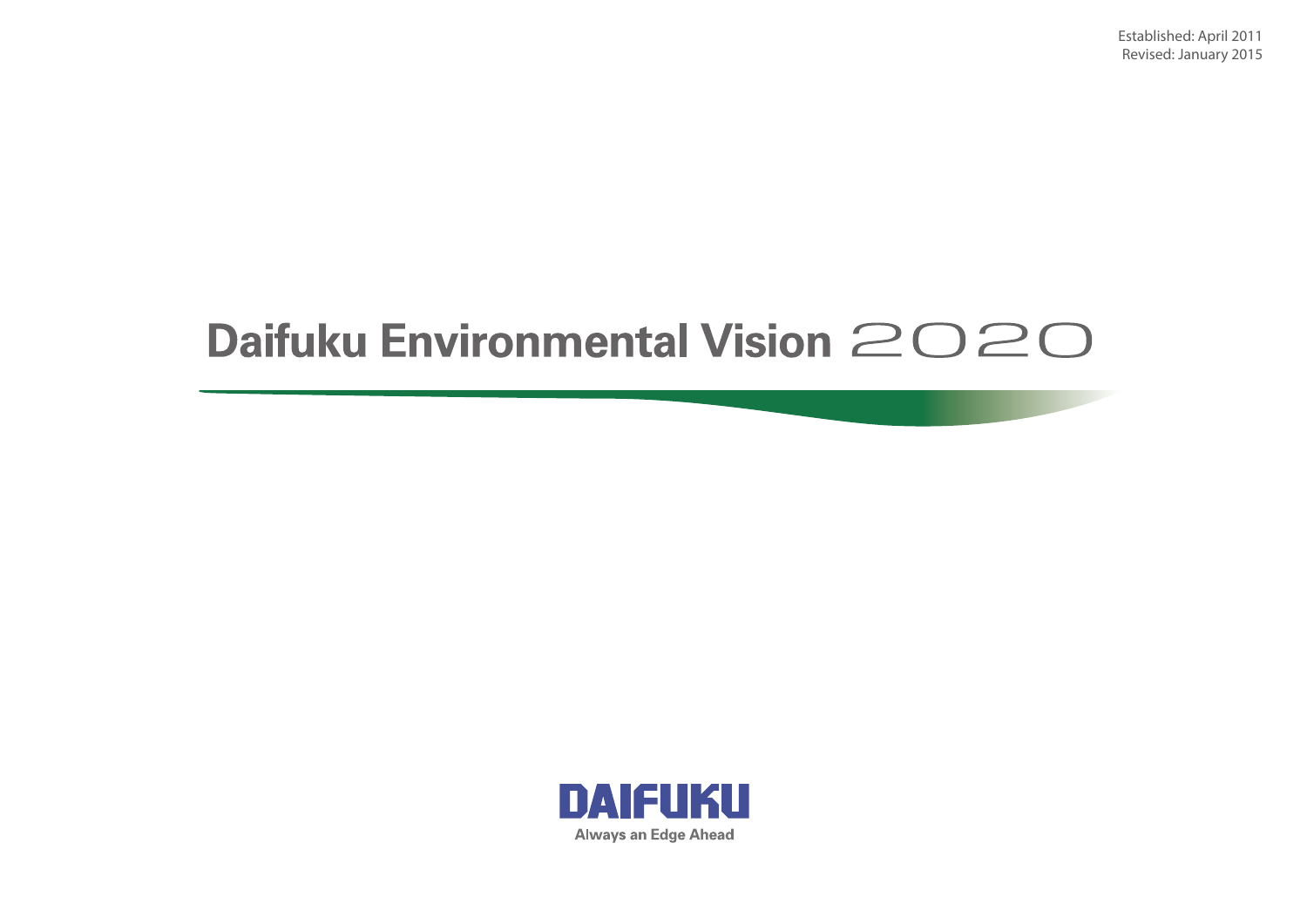Established: April 2011
Revised: January 2015

# Daifuku Environmental Vision 2020

DAIFUKU

Always an Edge Ahead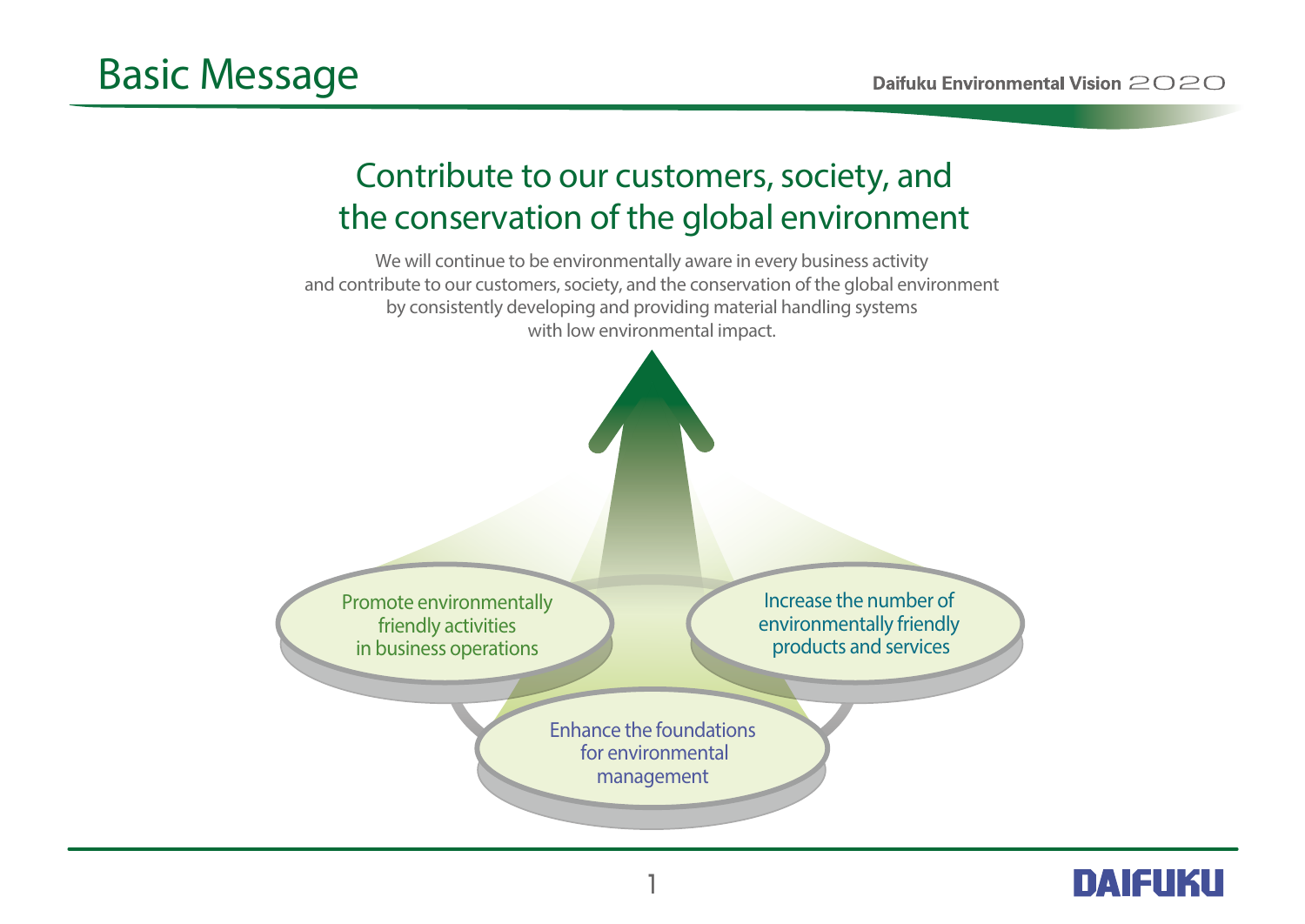# Basic Message

## Contribute to our customers, society, and the conservation of the global environment

We will continue to be environmentally aware in every business activity and contribute to our customers, society, and the conservation of the global environment by consistently developing and providing material handling systems with low environmental impact.

- Promote environmentally friendly activities in business operations
- Increase the number of environmentally friendly products and services
- Enhance the foundations for environmental management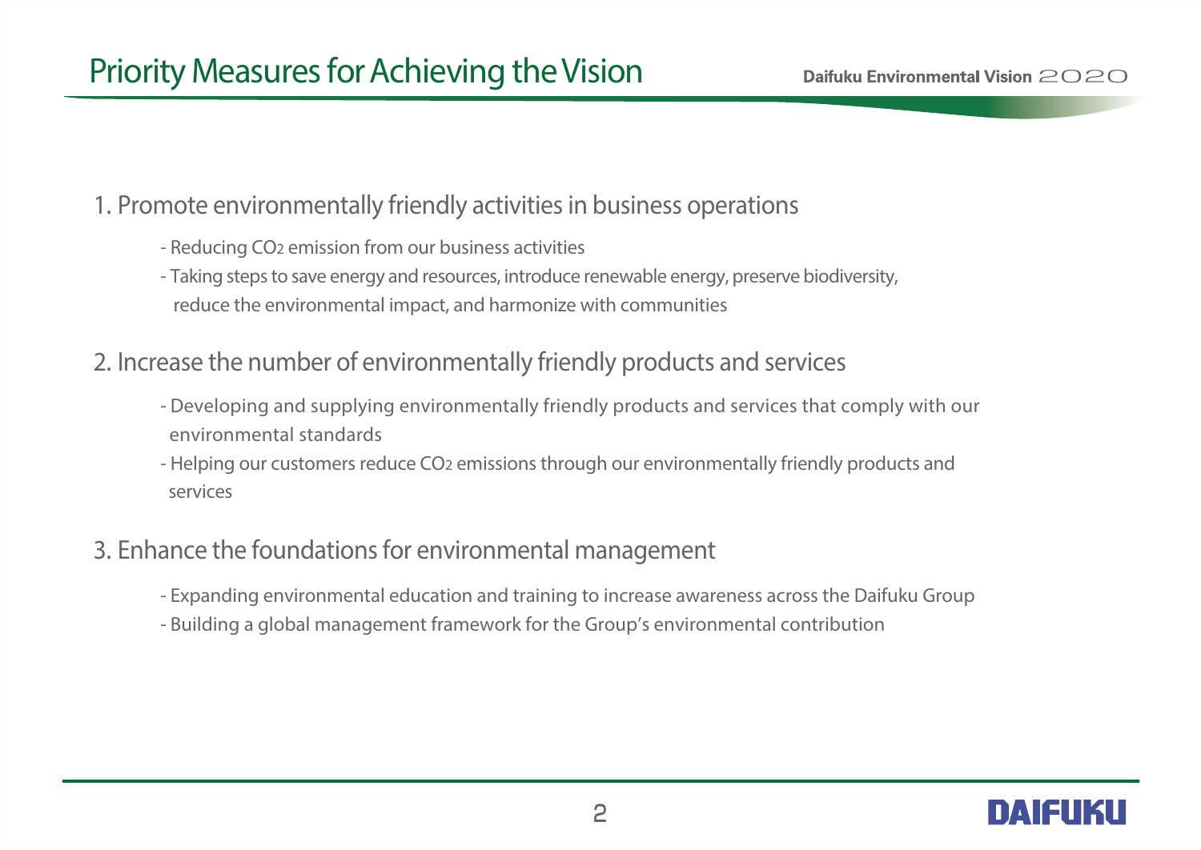# Priority Measures for Achieving the Vision

## 1. Promote environmentally friendly activities in business operations

- Reducing $CO_2$ emission from our business activities
- Taking steps to save energy and resources, introduce renewable energy, preserve biodiversity, reduce the environmental impact, and harmonize with communities

## 2. Increase the number of environmentally friendly products and services

- Developing and supplying environmentally friendly products and services that comply with our environmental standards
- Helping our customers reduce $CO_2$ emissions through our environmentally friendly products and services

## 3. Enhance the foundations for environmental management

- Expanding environmental education and training to increase awareness across the Daifuku Group
- Building a global management framework for the Group's environmental contribution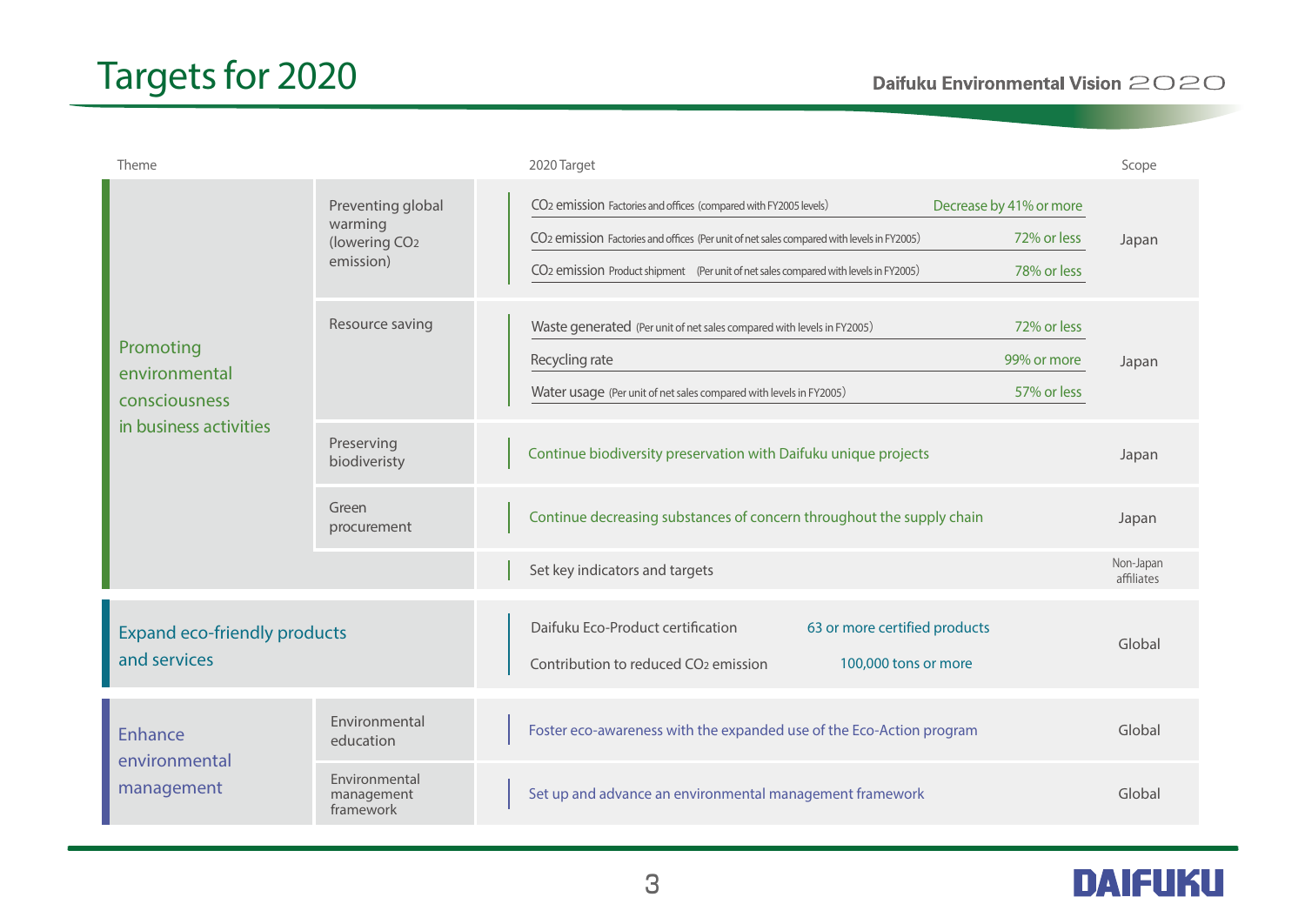# Targets for 2020

Daifuku Environmental Vision 2020

| Theme | | 2020 Target | | Scope |
|---|---|---|---|---|
| Promoting environmental consciousness in business activities | Preventing global warming (lowering $CO_2$ emission) | $CO_2$ emission Factories and offices (compared with FY2005 levels) | Decrease by 41% or more | Japan |
| | | $CO_2$ emission Factories and offices (Per unit of net sales compared with levels in FY2005) | 72% or less | |
| | | $CO_2$ emission Product shipment (Per unit of net sales compared with levels in FY2005) | 78% or less | |
| | Resource saving | Waste generated (Per unit of net sales compared with levels in FY2005) | 72% or less | Japan |
| | | Recycling rate | 99% or more | |
| | | Water usage (Per unit of net sales compared with levels in FY2005) | 57% or less | |
| | Preserving biodiveristy | Continue biodiversity preservation with Daifuku unique projects | | Japan |
| | Green procurement | Continue decreasing substances of concern throughout the supply chain | | Japan |
| | | Set key indicators and targets | | Non-Japan affiliates |
| Expand eco-friendly products and services | | Daifuku Eco-Product certification | 63 or more certified products | Global |
| | | Contribution to reduced $CO_2$ emission | 100,000 tons or more | |
| Enhance environmental management | Environmental education | Foster eco-awareness with the expanded use of the Eco-Action program | | Global |
| | Environmental management framework | Set up and advance an environmental management framework | | Global |